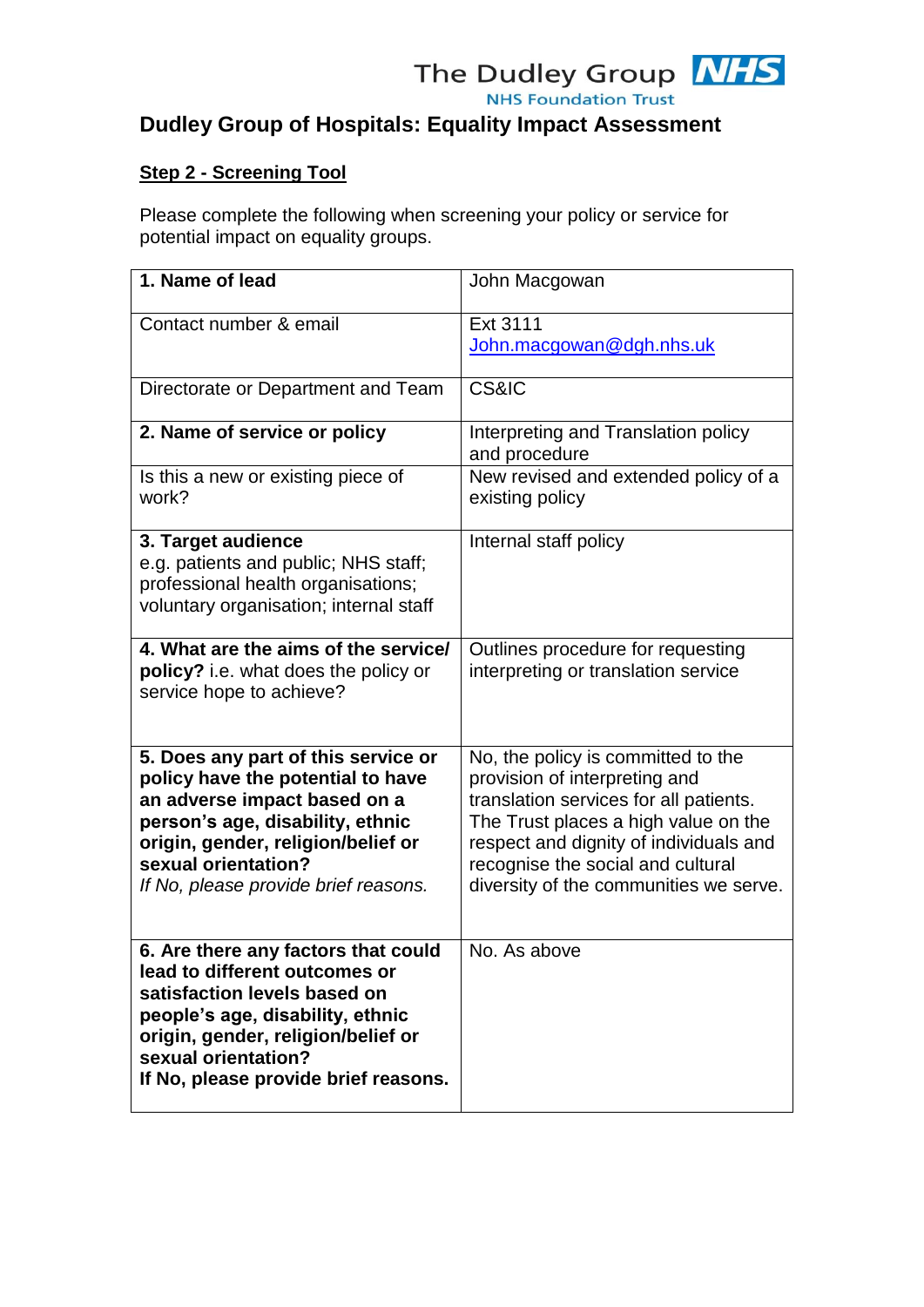The Dudley Group NHS

NHS Foundation Trust

# Dudley Group of Hospitals: Equality Impact Assessment

## Step 2 - Screening Tool

Please complete the following when screening your policy or service for potential impact on equality groups.

| | |
|---|---|
| **1. Name of lead** | John Macgowan |
| Contact number & email | Ext 3111<br>John.macgowan@dgh.nhs.uk |
| Directorate or Department and Team | CS&IC |
| **2. Name of service or policy** | Interpreting and Translation policy and procedure |
| Is this a new or existing piece of work? | New revised and extended policy of a existing policy |
| **3. Target audience**<br>e.g. patients and public; NHS staff; professional health organisations; voluntary organisation; internal staff | Internal staff policy |
| **4. What are the aims of the service/ policy?** i.e. what does the policy or service hope to achieve? | Outlines procedure for requesting interpreting or translation service |
| **5. Does any part of this service or policy have the potential to have an adverse impact based on a person's age, disability, ethnic origin, gender, religion/belief or sexual orientation?**<br>*If No, please provide brief reasons.* | No, the policy is committed to the provision of interpreting and translation services for all patients. The Trust places a high value on the respect and dignity of individuals and recognise the social and cultural diversity of the communities we serve. |
| **6. Are there any factors that could lead to different outcomes or satisfaction levels based on people's age, disability, ethnic origin, gender, religion/belief or sexual orientation?**<br>**If No, please provide brief reasons.** | No. As above |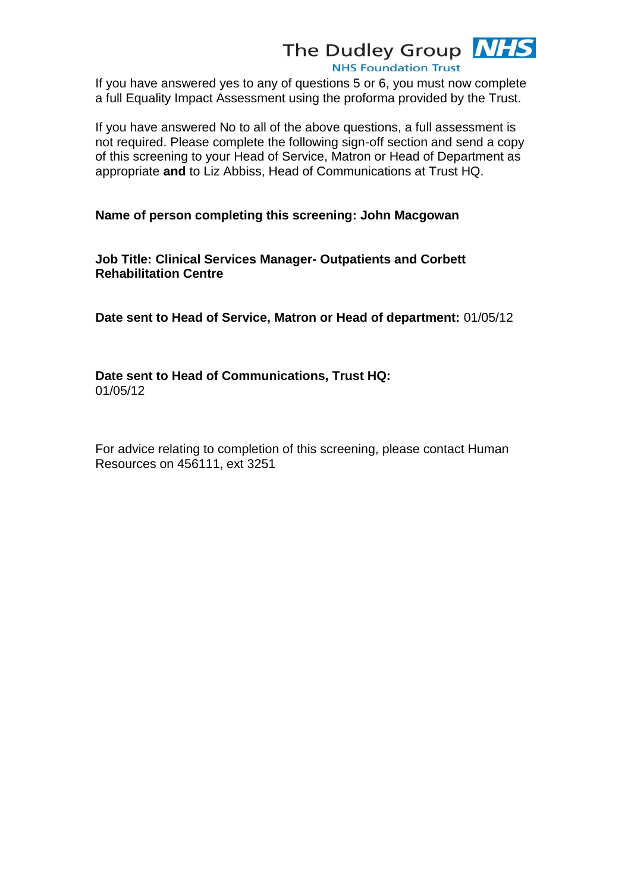If you have answered yes to any of questions 5 or 6, you must now complete a full Equality Impact Assessment using the proforma provided by the Trust.

If you have answered No to all of the above questions, a full assessment is not required. Please complete the following sign-off section and send a copy of this screening to your Head of Service, Matron or Head of Department as appropriate **and** to Liz Abbiss, Head of Communications at Trust HQ.

**Name of person completing this screening: John Macgowan**

**Job Title: Clinical Services Manager- Outpatients and Corbett Rehabilitation Centre**

**Date sent to Head of Service, Matron or Head of department:** 01/05/12

**Date sent to Head of Communications, Trust HQ:**
01/05/12

For advice relating to completion of this screening, please contact Human Resources on 456111, ext 3251